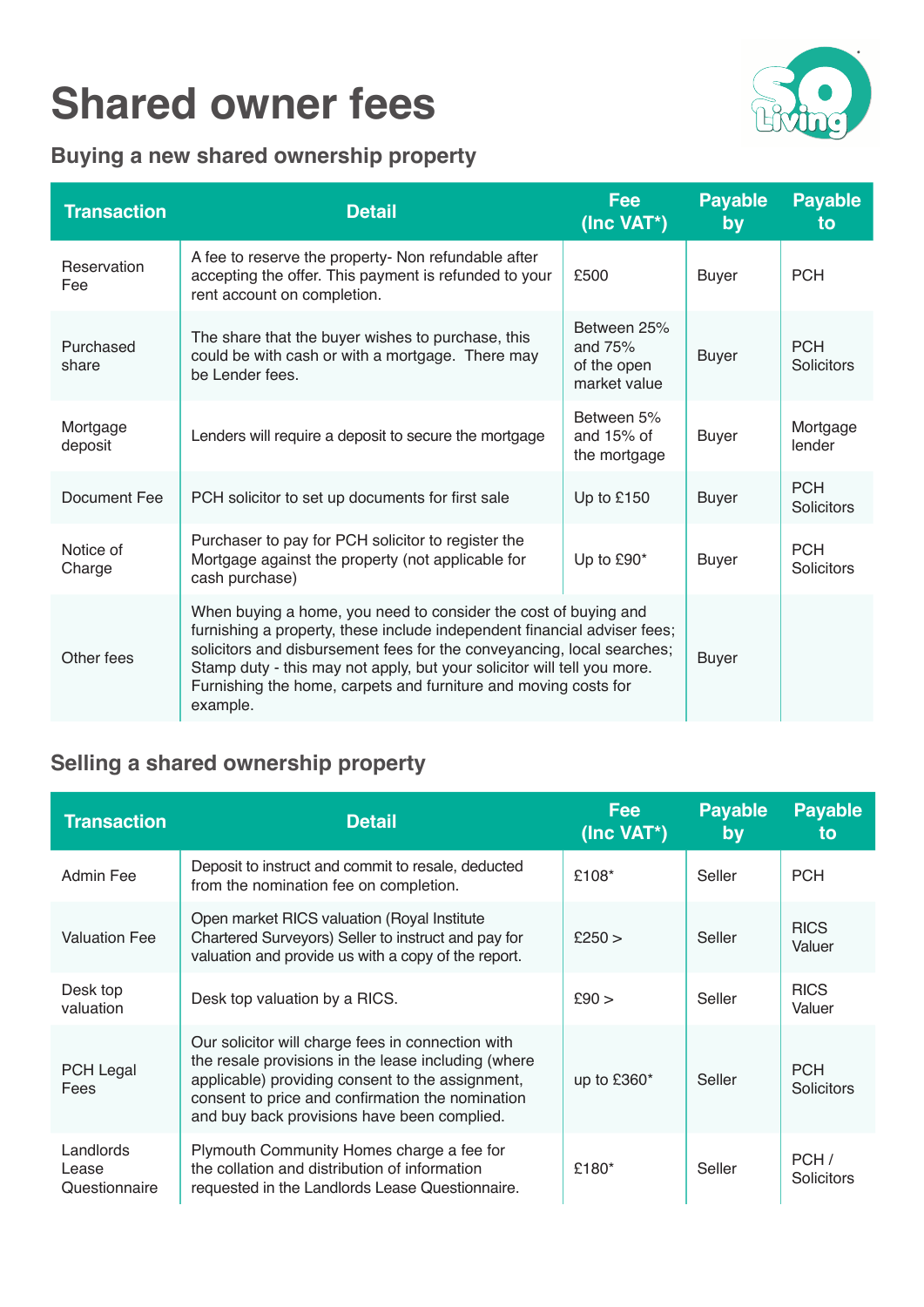# Shared owner fees

## Buying a new shared ownership property

| Transaction | Detail | Fee (Inc VAT*) | Payable by | Payable to |
|---|---|---|---|---|
| Reservation Fee | A fee to reserve the property- Non refundable after accepting the offer. This payment is refunded to your rent account on completion. | £500 | Buyer | PCH |
| Purchased share | The share that the buyer wishes to purchase, this could be with cash or with a mortgage. There may be Lender fees. | Between 25% and 75% of the open market value | Buyer | PCH Solicitors |
| Mortgage deposit | Lenders will require a deposit to secure the mortgage | Between 5% and 15% of the mortgage | Buyer | Mortgage lender |
| Document Fee | PCH solicitor to set up documents for first sale | Up to £150 | Buyer | PCH Solicitors |
| Notice of Charge | Purchaser to pay for PCH solicitor to register the Mortgage against the property (not applicable for cash purchase) | Up to £90* | Buyer | PCH Solicitors |
| Other fees | When buying a home, you need to consider the cost of buying and furnishing a property, these include independent financial adviser fees; solicitors and disbursement fees for the conveyancing, local searches; Stamp duty - this may not apply, but your solicitor will tell you more. Furnishing the home, carpets and furniture and moving costs for example. | | Buyer | |

## Selling a shared ownership property

| Transaction | Detail | Fee (Inc VAT*) | Payable by | Payable to |
|---|---|---|---|---|
| Admin Fee | Deposit to instruct and commit to resale, deducted from the nomination fee on completion. | £108* | Seller | PCH |
| Valuation Fee | Open market RICS valuation (Royal Institute Chartered Surveyors) Seller to instruct and pay for valuation and provide us with a copy of the report. | £250 > | Seller | RICS Valuer |
| Desk top valuation | Desk top valuation by a RICS. | £90 > | Seller | RICS Valuer |
| PCH Legal Fees | Our solicitor will charge fees in connection with the resale provisions in the lease including (where applicable) providing consent to the assignment, consent to price and confirmation the nomination and buy back provisions have been complied. | up to £360* | Seller | PCH Solicitors |
| Landlords Lease Questionnaire | Plymouth Community Homes charge a fee for the collation and distribution of information requested in the Landlords Lease Questionnaire. | £180* | Seller | PCH / Solicitors |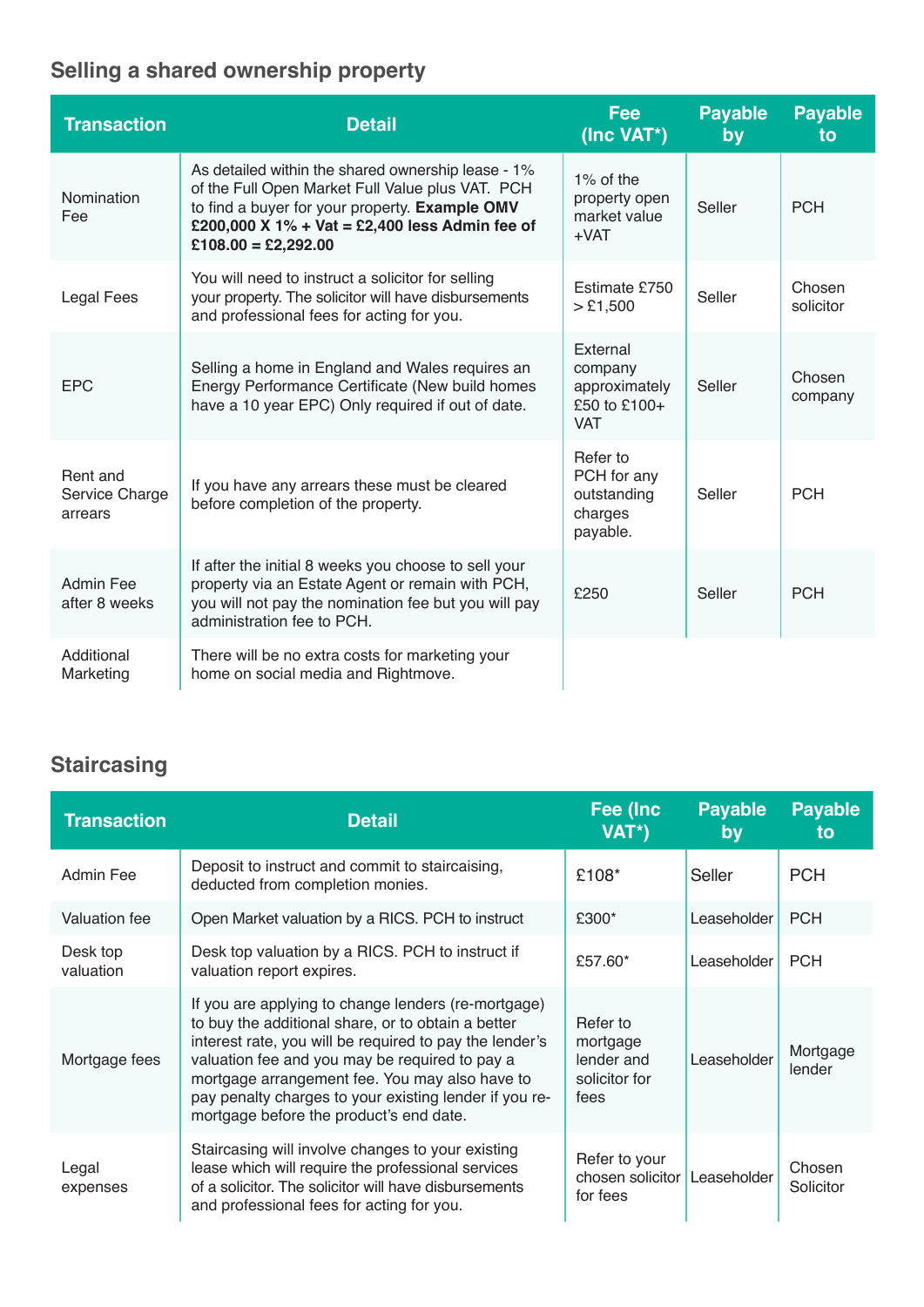## Selling a shared ownership property

| Transaction | Detail | Fee (Inc VAT*) | Payable by | Payable to |
|---|---|---|---|---|
| Nomination Fee | As detailed within the shared ownership lease - 1% of the Full Open Market Full Value plus VAT. PCH to find a buyer for your property. **Example OMV £200,000 X 1% + Vat = £2,400 less Admin fee of £108.00 = £2,292.00** | 1% of the property open market value +VAT | Seller | PCH |
| Legal Fees | You will need to instruct a solicitor for selling your property. The solicitor will have disbursements and professional fees for acting for you. | Estimate £750 > £1,500 | Seller | Chosen solicitor |
| EPC | Selling a home in England and Wales requires an Energy Performance Certificate (New build homes have a 10 year EPC) Only required if out of date. | External company approximately £50 to £100+ VAT | Seller | Chosen company |
| Rent and Service Charge arrears | If you have any arrears these must be cleared before completion of the property. | Refer to PCH for any outstanding charges payable. | Seller | PCH |
| Admin Fee after 8 weeks | If after the initial 8 weeks you choose to sell your property via an Estate Agent or remain with PCH, you will not pay the nomination fee but you will pay administration fee to PCH. | £250 | Seller | PCH |
| Additional Marketing | There will be no extra costs for marketing your home on social media and Rightmove. | | | |

## Staircasing

| Transaction | Detail | Fee (Inc VAT*) | Payable by | Payable to |
|---|---|---|---|---|
| Admin Fee | Deposit to instruct and commit to staircaising, deducted from completion monies. | £108* | Seller | PCH |
| Valuation fee | Open Market valuation by a RICS. PCH to instruct | £300* | Leaseholder | PCH |
| Desk top valuation | Desk top valuation by a RICS. PCH to instruct if valuation report expires. | £57.60* | Leaseholder | PCH |
| Mortgage fees | If you are applying to change lenders (re-mortgage) to buy the additional share, or to obtain a better interest rate, you will be required to pay the lender's valuation fee and you may be required to pay a mortgage arrangement fee. You may also have to pay penalty charges to your existing lender if you re-mortgage before the product's end date. | Refer to mortgage lender and solicitor for fees | Leaseholder | Mortgage lender |
| Legal expenses | Staircasing will involve changes to your existing lease which will require the professional services of a solicitor. The solicitor will have disbursements and professional fees for acting for you. | Refer to your chosen solicitor for fees | Leaseholder | Chosen Solicitor |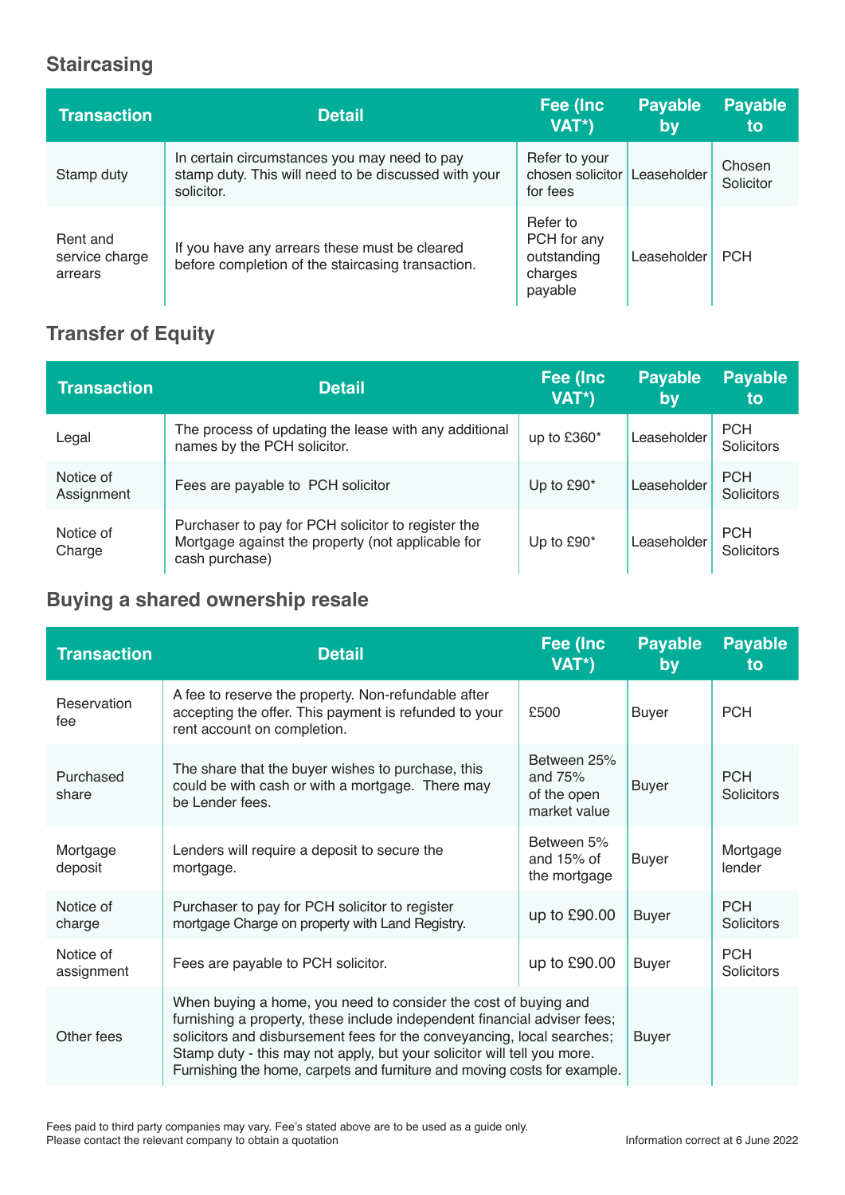## Staircasing

| Transaction | Detail | Fee (Inc VAT*) | Payable by | Payable to |
|---|---|---|---|---|
| Stamp duty | In certain circumstances you may need to pay stamp duty. This will need to be discussed with your solicitor. | Refer to your chosen solicitor for fees | Leaseholder | Chosen Solicitor |
| Rent and service charge arrears | If you have any arrears these must be cleared before completion of the staircasing transaction. | Refer to PCH for any outstanding charges payable | Leaseholder | PCH |

## Transfer of Equity

| Transaction | Detail | Fee (Inc VAT*) | Payable by | Payable to |
|---|---|---|---|---|
| Legal | The process of updating the lease with any additional names by the PCH solicitor. | up to £360* | Leaseholder | PCH Solicitors |
| Notice of Assignment | Fees are payable to PCH solicitor | Up to £90* | Leaseholder | PCH Solicitors |
| Notice of Charge | Purchaser to pay for PCH solicitor to register the Mortgage against the property (not applicable for cash purchase) | Up to £90* | Leaseholder | PCH Solicitors |

## Buying a shared ownership resale

| Transaction | Detail | Fee (Inc VAT*) | Payable by | Payable to |
|---|---|---|---|---|
| Reservation fee | A fee to reserve the property. Non-refundable after accepting the offer. This payment is refunded to your rent account on completion. | £500 | Buyer | PCH |
| Purchased share | The share that the buyer wishes to purchase, this could be with cash or with a mortgage. There may be Lender fees. | Between 25% and 75% of the open market value | Buyer | PCH Solicitors |
| Mortgage deposit | Lenders will require a deposit to secure the mortgage. | Between 5% and 15% of the mortgage | Buyer | Mortgage lender |
| Notice of charge | Purchaser to pay for PCH solicitor to register mortgage Charge on property with Land Registry. | up to £90.00 | Buyer | PCH Solicitors |
| Notice of assignment | Fees are payable to PCH solicitor. | up to £90.00 | Buyer | PCH Solicitors |
| Other fees | When buying a home, you need to consider the cost of buying and furnishing a property, these include independent financial adviser fees; solicitors and disbursement fees for the conveyancing, local searches; Stamp duty - this may not apply, but your solicitor will tell you more. Furnishing the home, carpets and furniture and moving costs for example. | | Buyer | |

Fees paid to third party companies may vary. Fee's stated above are to be used as a guide only.
Please contact the relevant company to obtain a quotation

Information correct at 6 June 2022